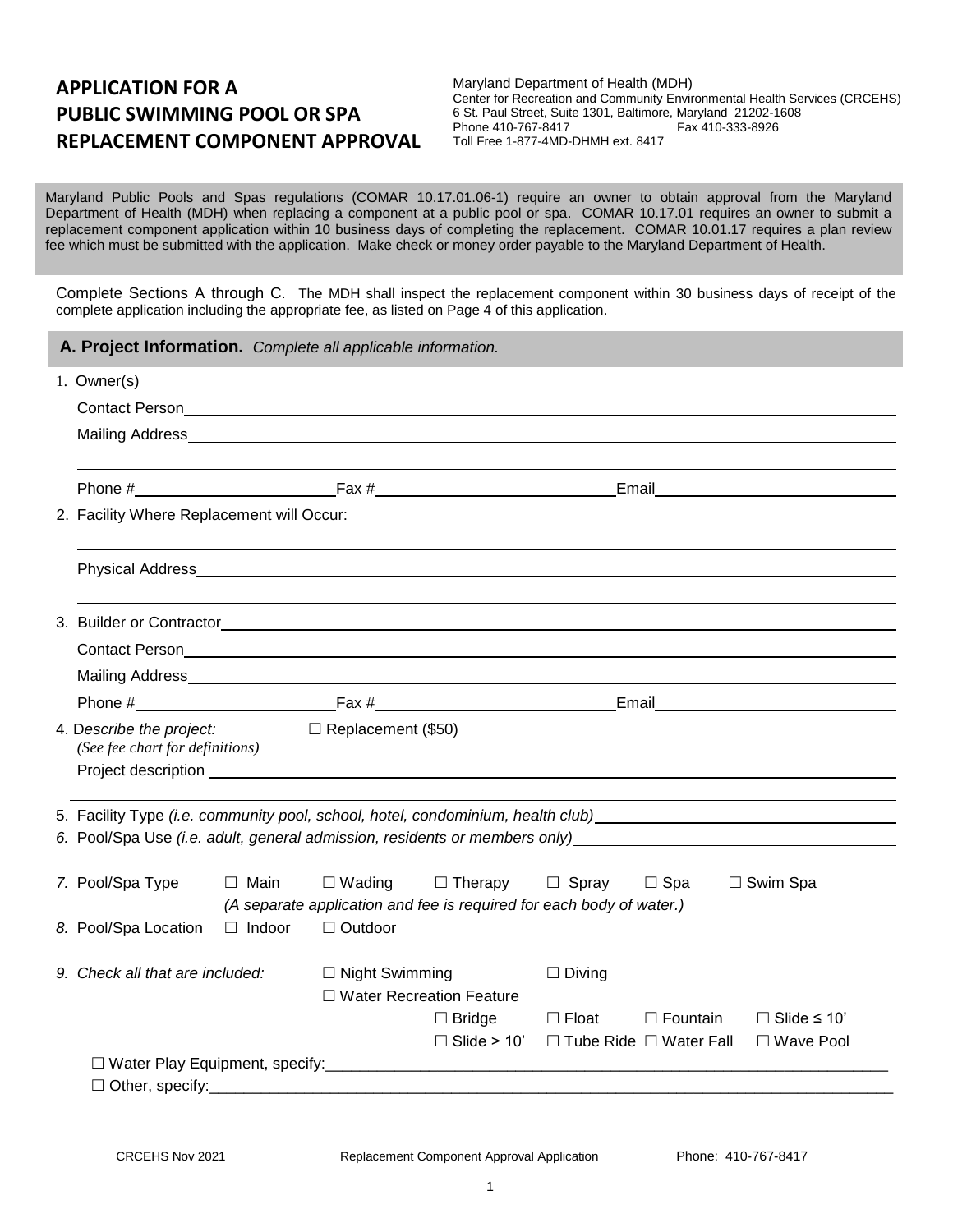# APPLICATION FOR A PUBLIC SWIMMING POOL OR SPA REPLACEMENT COMPONENT APPROVAL

Maryland Department of Health (MDH)
Center for Recreation and Community Environmental Health Services (CRCEHS)
6 St. Paul Street, Suite 1301, Baltimore, Maryland 21202-1608
Phone 410-767-8417 Fax 410-333-8926
Toll Free 1-877-4MD-DHMH ext. 8417

Maryland Public Pools and Spas regulations (COMAR 10.17.01.06-1) require an owner to obtain approval from the Maryland Department of Health (MDH) when replacing a component at a public pool or spa. COMAR 10.17.01 requires an owner to submit a replacement component application within 10 business days of completing the replacement. COMAR 10.01.17 requires a plan review fee which must be submitted with the application. Make check or money order payable to the Maryland Department of Health.

Complete Sections A through C. The MDH shall inspect the replacement component within 30 business days of receipt of the complete application including the appropriate fee, as listed on Page 4 of this application.

## A. Project Information. *Complete all applicable information.*

1. Owner(s)\_\_\_\_\_\_\_\_\_\_\_\_\_\_\_\_\_\_\_\_\_\_\_\_\_\_\_\_\_\_\_\_\_\_\_\_\_\_\_\_

   Contact Person\_\_\_\_\_\_\_\_\_\_\_\_\_\_\_\_\_\_\_\_\_\_\_\_\_\_\_\_\_\_\_\_\_\_\_\_\_\_\_\_

   Mailing Address\_\_\_\_\_\_\_\_\_\_\_\_\_\_\_\_\_\_\_\_\_\_\_\_\_\_\_\_\_\_\_\_\_\_\_\_\_\_\_\_

   Phone #\_\_\_\_\_\_\_\_\_\_\_\_\_\_\_\_ Fax #\_\_\_\_\_\_\_\_\_\_\_\_\_\_\_\_ Email\_\_\_\_\_\_\_\_\_\_\_\_\_\_\_\_

2. Facility Where Replacement will Occur:

   \_\_\_\_\_\_\_\_\_\_\_\_\_\_\_\_\_\_\_\_\_\_\_\_\_\_\_\_\_\_\_\_\_\_\_\_\_\_\_\_

   Physical Address\_\_\_\_\_\_\_\_\_\_\_\_\_\_\_\_\_\_\_\_\_\_\_\_\_\_\_\_\_\_\_\_\_\_\_\_\_\_\_\_

3. Builder or Contractor\_\_\_\_\_\_\_\_\_\_\_\_\_\_\_\_\_\_\_\_\_\_\_\_\_\_\_\_\_\_\_\_\_\_\_\_\_\_\_\_

   Contact Person\_\_\_\_\_\_\_\_\_\_\_\_\_\_\_\_\_\_\_\_\_\_\_\_\_\_\_\_\_\_\_\_\_\_\_\_\_\_\_\_

   Mailing Address\_\_\_\_\_\_\_\_\_\_\_\_\_\_\_\_\_\_\_\_\_\_\_\_\_\_\_\_\_\_\_\_\_\_\_\_\_\_\_\_

   Phone #\_\_\_\_\_\_\_\_\_\_\_\_\_\_\_\_ Fax #\_\_\_\_\_\_\_\_\_\_\_\_\_\_\_\_ Email\_\_\_\_\_\_\_\_\_\_\_\_\_\_\_\_

4. D*escribe the project:* ☐ Replacement ($50)
   *(See fee chart for definitions)*

   Project description \_\_\_\_\_\_\_\_\_\_\_\_\_\_\_\_\_\_\_\_\_\_\_\_\_\_\_\_\_\_\_\_\_\_\_\_\_\_\_\_

5. Facility Type *(i.e. community pool, school, hotel, condominium, health club)*\_\_\_\_\_\_\_\_\_\_\_\_\_\_\_\_

6. Pool/Spa Use *(i.e. adult, general admission, residents or members only)*\_\_\_\_\_\_\_\_\_\_\_\_\_\_\_\_

7. Pool/Spa Type ☐ Main ☐ Wading ☐ Therapy ☐ Spray ☐ Spa ☐ Swim Spa
   *(A separate application and fee is required for each body of water.)*

8. Pool/Spa Location ☐ Indoor ☐ Outdoor

9. *Check all that are included:* ☐ Night Swimming ☐ Diving
   ☐ Water Recreation Feature
   ☐ Bridge ☐ Float ☐ Fountain ☐ Slide ≤ 10'
   ☐ Slide > 10' ☐ Tube Ride ☐ Water Fall ☐ Wave Pool

   ☐ Water Play Equipment, specify:\_\_\_\_\_\_\_\_\_\_\_\_\_\_\_\_\_\_\_\_\_\_\_\_\_\_\_\_\_\_\_\_

   ☐ Other, specify:\_\_\_\_\_\_\_\_\_\_\_\_\_\_\_\_\_\_\_\_\_\_\_\_\_\_\_\_\_\_\_\_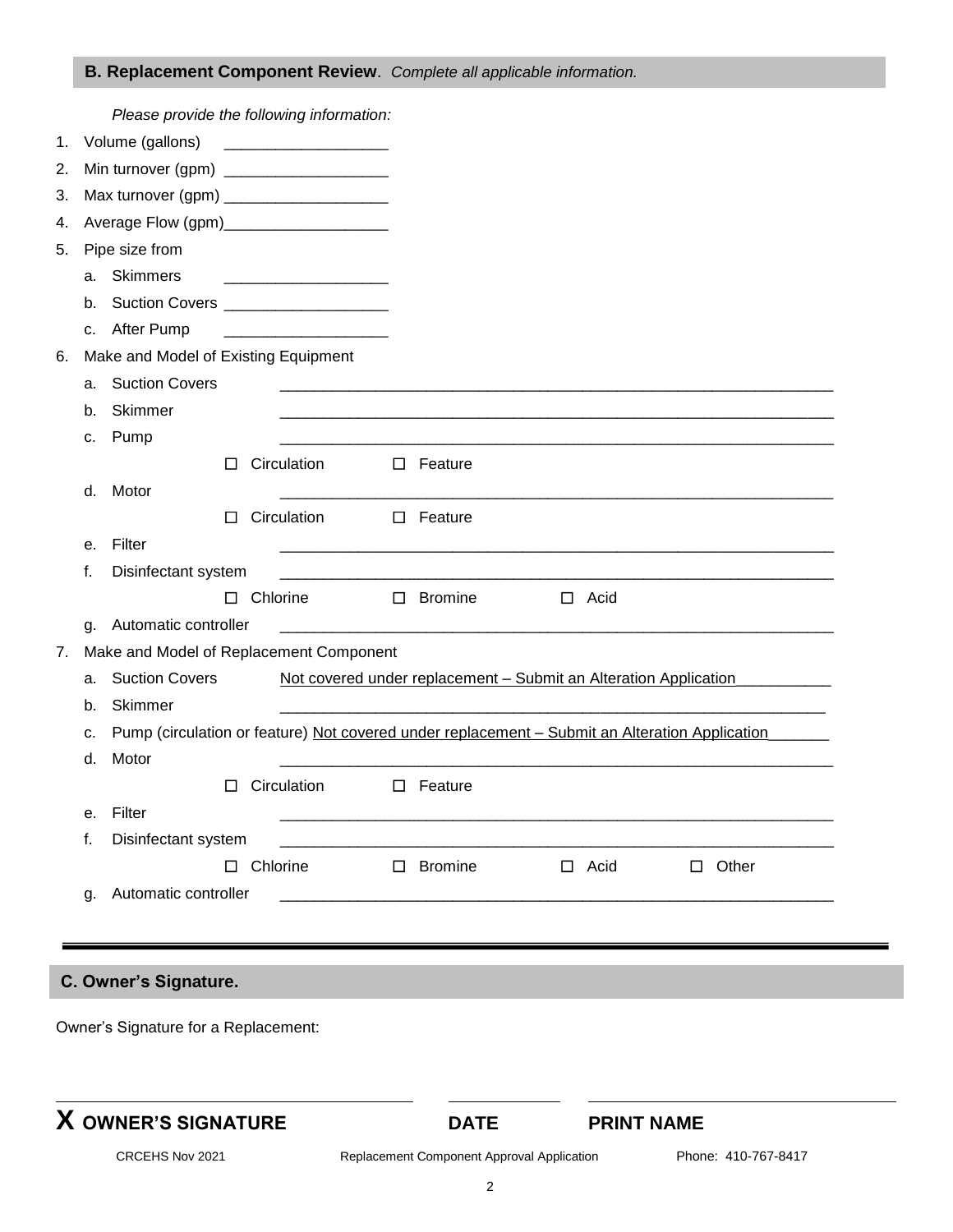## B. Replacement Component Review. *Complete all applicable information.*

*Please provide the following information:*

1. Volume (gallons) ___________________
2. Min turnover (gpm) ___________________
3. Max turnover (gpm) ___________________
4. Average Flow (gpm)___________________
5. Pipe size from
   a. Skimmers ___________________
   b. Suction Covers ___________________
   c. After Pump ___________________
6. Make and Model of Existing Equipment
   a. Suction Covers _________________________________________________________________
   b. Skimmer _________________________________________________________________
   c. Pump _________________________________________________________________
      ☐ Circulation ☐ Feature
   d. Motor _________________________________________________________________
      ☐ Circulation ☐ Feature
   e. Filter _________________________________________________________________
   f. Disinfectant system _________________________________________________________________
      ☐ Chlorine ☐ Bromine ☐ Acid
   g. Automatic controller _________________________________________________________________
7. Make and Model of Replacement Component
   a. Suction Covers <u>Not covered under replacement – Submit an Alteration Application</u>___________
   b. Skimmer _________________________________________________________________
   c. Pump (circulation or feature) <u>Not covered under replacement – Submit an Alteration Application</u>_______
   d. Motor _________________________________________________________________
      ☐ Circulation ☐ Feature
   e. Filter _________________________________________________________________
   f. Disinfectant system _________________________________________________________________
      ☐ Chlorine ☐ Bromine ☐ Acid ☐ Other
   g. Automatic controller _________________________________________________________________

---

## C. Owner's Signature.

Owner's Signature for a Replacement:

______________________________ ____________ ______________________________

**X OWNER'S SIGNATURE** **DATE** **PRINT NAME**

CRCEHS Nov 2021 Replacement Component Approval Application Phone: 410-767-8417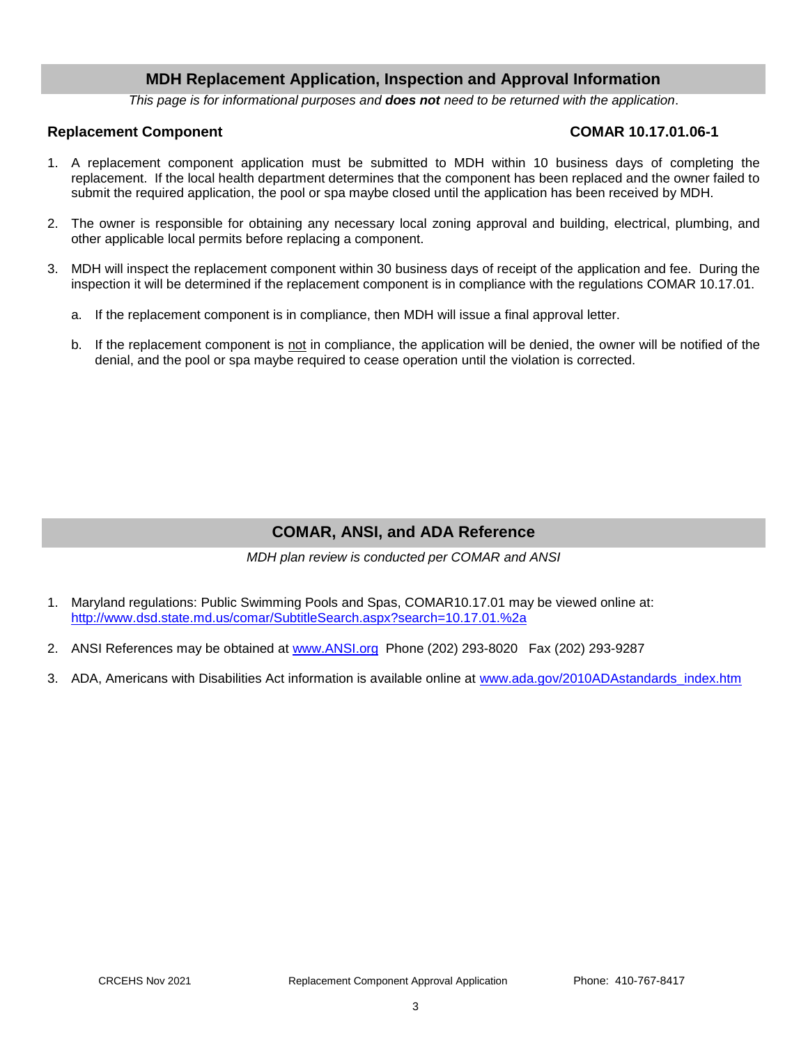## MDH Replacement Application, Inspection and Approval Information

*This page is for informational purposes and* ***does not*** *need to be returned with the application*.

**Replacement Component** **COMAR 10.17.01.06-1**

1. A replacement component application must be submitted to MDH within 10 business days of completing the replacement. If the local health department determines that the component has been replaced and the owner failed to submit the required application, the pool or spa maybe closed until the application has been received by MDH.

2. The owner is responsible for obtaining any necessary local zoning approval and building, electrical, plumbing, and other applicable local permits before replacing a component.

3. MDH will inspect the replacement component within 30 business days of receipt of the application and fee. During the inspection it will be determined if the replacement component is in compliance with the regulations COMAR 10.17.01.

   a. If the replacement component is in compliance, then MDH will issue a final approval letter.

   b. If the replacement component is not in compliance, the application will be denied, the owner will be notified of the denial, and the pool or spa maybe required to cease operation until the violation is corrected.

## COMAR, ANSI, and ADA Reference

*MDH plan review is conducted per COMAR and ANSI*

1. Maryland regulations: Public Swimming Pools and Spas, COMAR10.17.01 may be viewed online at: http://www.dsd.state.md.us/comar/SubtitleSearch.aspx?search=10.17.01.%2a

2. ANSI References may be obtained at www.ANSI.org Phone (202) 293-8020 Fax (202) 293-9287

3. ADA, Americans with Disabilities Act information is available online at www.ada.gov/2010ADAstandards_index.htm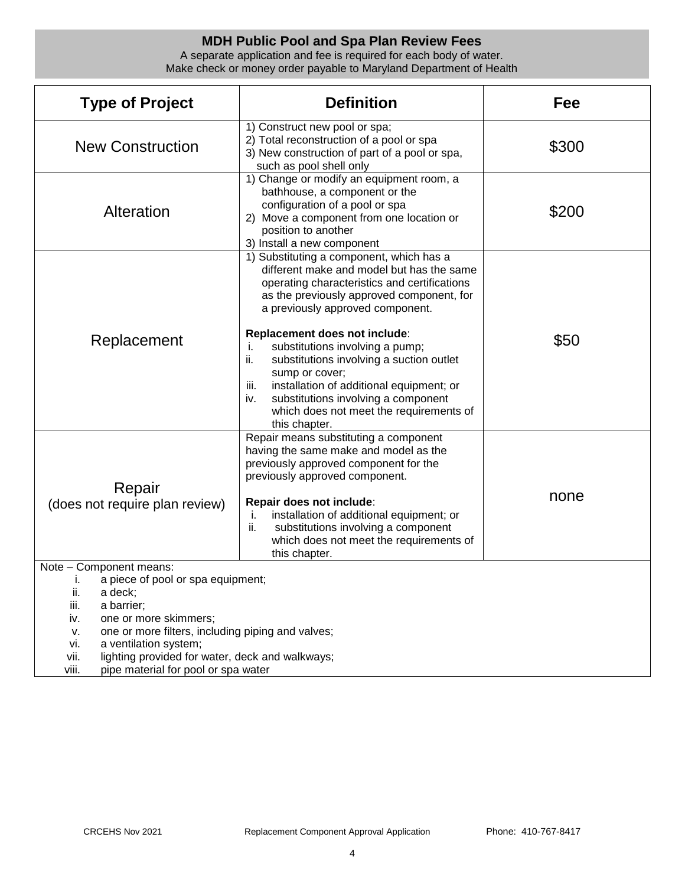## MDH Public Pool and Spa Plan Review Fees

A separate application and fee is required for each body of water.
Make check or money order payable to Maryland Department of Health

| Type of Project | Definition | Fee |
|---|---|---|
| New Construction | 1) Construct new pool or spa;<br>2) Total reconstruction of a pool or spa<br>3) New construction of part of a pool or spa, such as pool shell only | $300 |
| Alteration | 1) Change or modify an equipment room, a bathhouse, a component or the configuration of a pool or spa<br>2) Move a component from one location or position to another<br>3) Install a new component | $200 |
| Replacement | 1) Substituting a component, which has a different make and model but has the same operating characteristics and certifications as the previously approved component, for a previously approved component.<br><br>**Replacement does not include**:<br>i. substitutions involving a pump;<br>ii. substitutions involving a suction outlet sump or cover;<br>iii. installation of additional equipment; or<br>iv. substitutions involving a component which does not meet the requirements of this chapter. | $50 |
| Repair<br>(does not require plan review) | Repair means substituting a component having the same make and model as the previously approved component for the previously approved component.<br><br>**Repair does not include**:<br>i. installation of additional equipment; or<br>ii. substitutions involving a component which does not meet the requirements of this chapter. | none |

Note – Component means:

i. a piece of pool or spa equipment;
ii. a deck;
iii. a barrier;
iv. one or more skimmers;
v. one or more filters, including piping and valves;
vi. a ventilation system;
vii. lighting provided for water, deck and walkways;
viii. pipe material for pool or spa water